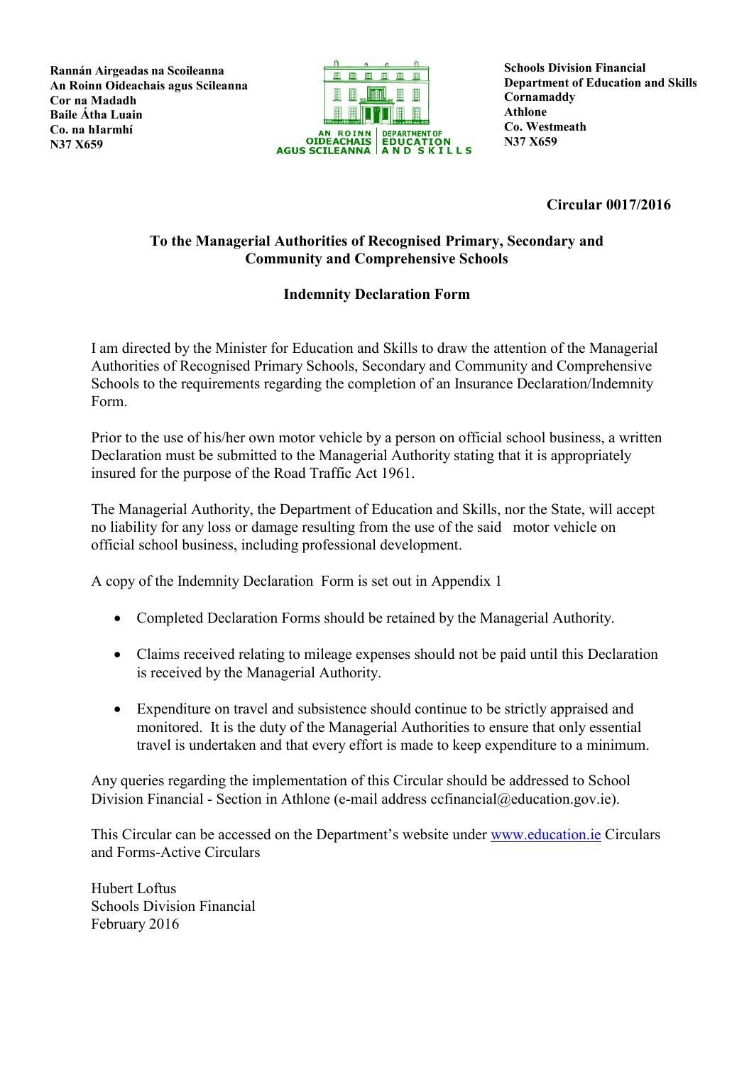**Rannán Airgeadas na Scoileanna**
**An Roinn Oideachais agus Scileanna**
**Cor na Madadh**
**Baile Átha Luain**
**Co. na hIarmhí**
**N37 X659**

AN ROINN OIDEACHAIS AGUS SCILEANNA | DEPARTMENT OF EDUCATION AND SKILLS

**Schools Division Financial**
**Department of Education and Skills**
**Cornamaddy**
**Athlone**
**Co. Westmeath**
**N37 X659**

**Circular 0017/2016**

**To the Managerial Authorities of Recognised Primary, Secondary and Community and Comprehensive Schools**

**Indemnity Declaration Form**

I am directed by the Minister for Education and Skills to draw the attention of the Managerial Authorities of Recognised Primary Schools, Secondary and Community and Comprehensive Schools to the requirements regarding the completion of an Insurance Declaration/Indemnity Form.

Prior to the use of his/her own motor vehicle by a person on official school business, a written Declaration must be submitted to the Managerial Authority stating that it is appropriately insured for the purpose of the Road Traffic Act 1961.

The Managerial Authority, the Department of Education and Skills, nor the State, will accept no liability for any loss or damage resulting from the use of the said motor vehicle on official school business, including professional development.

A copy of the Indemnity Declaration Form is set out in Appendix 1

- Completed Declaration Forms should be retained by the Managerial Authority.
- Claims received relating to mileage expenses should not be paid until this Declaration is received by the Managerial Authority.
- Expenditure on travel and subsistence should continue to be strictly appraised and monitored. It is the duty of the Managerial Authorities to ensure that only essential travel is undertaken and that every effort is made to keep expenditure to a minimum.

Any queries regarding the implementation of this Circular should be addressed to School Division Financial - Section in Athlone (e-mail address ccfinancial@education.gov.ie).

This Circular can be accessed on the Department's website under www.education.ie Circulars and Forms-Active Circulars

Hubert Loftus
Schools Division Financial
February 2016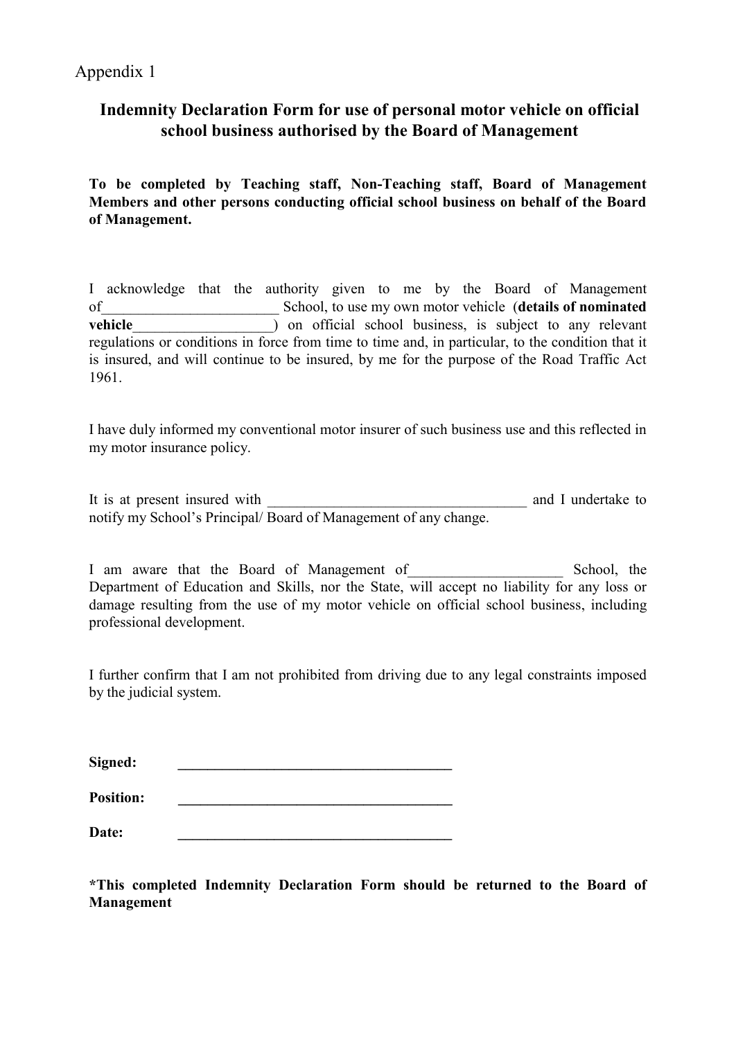Appendix 1

## Indemnity Declaration Form for use of personal motor vehicle on official school business authorised by the Board of Management

**To be completed by Teaching staff, Non-Teaching staff, Board of Management Members and other persons conducting official school business on behalf of the Board of Management.**

I acknowledge that the authority given to me by the Board of Management of________________________ School, to use my own motor vehicle (**details of nominated vehicle**___________________) on official school business, is subject to any relevant regulations or conditions in force from time to time and, in particular, to the condition that it is insured, and will continue to be insured, by me for the purpose of the Road Traffic Act 1961.

I have duly informed my conventional motor insurer of such business use and this reflected in my motor insurance policy.

It is at present insured with ___________________________________ and I undertake to notify my School's Principal/ Board of Management of any change.

I am aware that the Board of Management of____________________ School, the Department of Education and Skills, nor the State, will accept no liability for any loss or damage resulting from the use of my motor vehicle on official school business, including professional development.

I further confirm that I am not prohibited from driving due to any legal constraints imposed by the judicial system.

**Signed:** ______________________________________

**Position:** ______________________________________

**Date:** ______________________________________

***This completed Indemnity Declaration Form should be returned to the Board of Management**